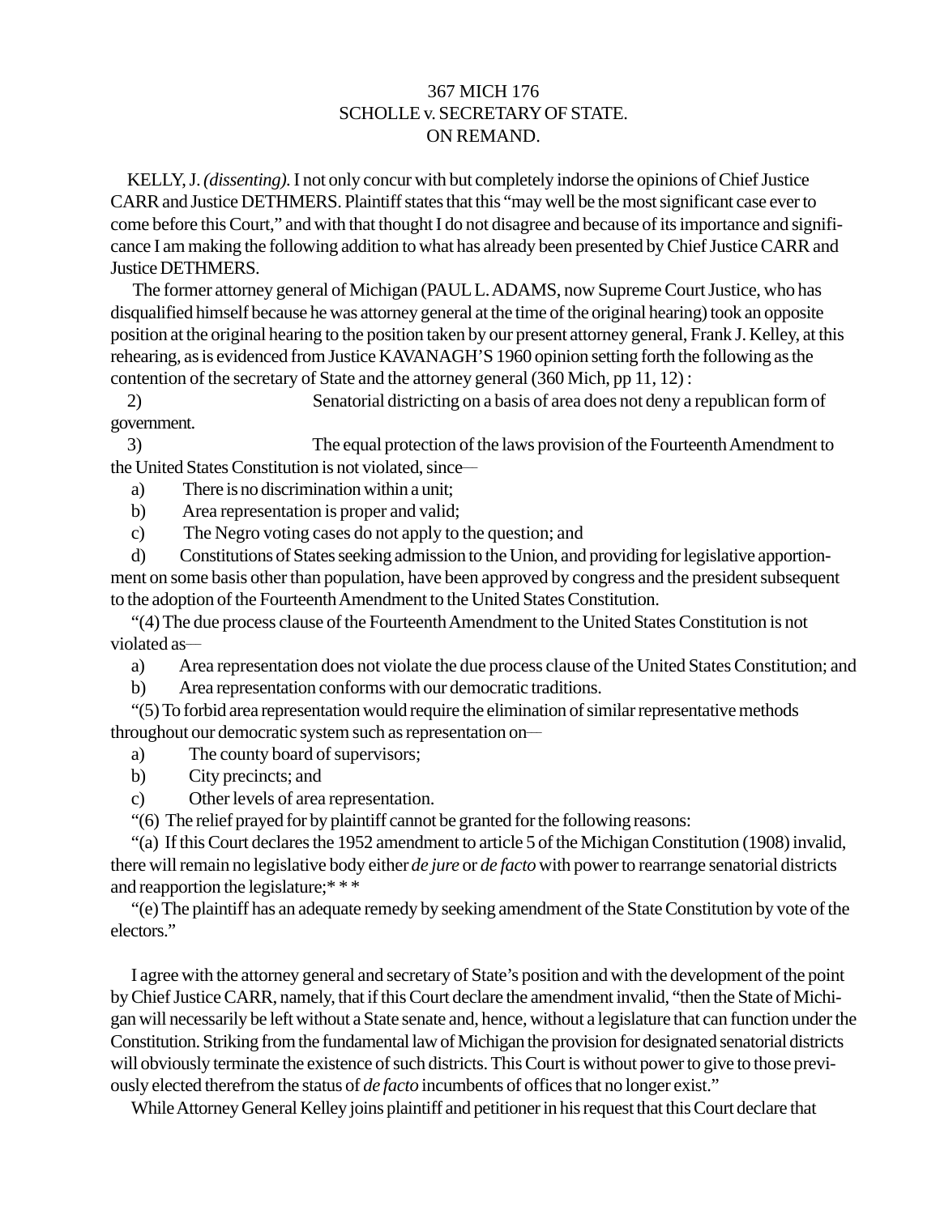# 367 MICH 176
## SCHOLLE v. SECRETARY OF STATE.
## ON REMAND.

KELLY, J. *(dissenting).* I not only concur with but completely indorse the opinions of Chief Justice CARR and Justice DETHMERS. Plaintiff states that this "may well be the most significant case ever to come before this Court," and with that thought I do not disagree and because of its importance and significance I am making the following addition to what has already been presented by Chief Justice CARR and Justice DETHMERS.

The former attorney general of Michigan (PAUL L. ADAMS, now Supreme Court Justice, who has disqualified himself because he was attorney general at the time of the original hearing) took an opposite position at the original hearing to the position taken by our present attorney general, Frank J. Kelley, at this rehearing, as is evidenced from Justice KAVANAGH'S 1960 opinion setting forth the following as the contention of the secretary of State and the attorney general (360 Mich, pp 11, 12) :

2) Senatorial districting on a basis of area does not deny a republican form of government.

3) The equal protection of the laws provision of the Fourteenth Amendment to the United States Constitution is not violated, since—

a) There is no discrimination within a unit;

b) Area representation is proper and valid;

c) The Negro voting cases do not apply to the question; and

d) Constitutions of States seeking admission to the Union, and providing for legislative apportionment on some basis other than population, have been approved by congress and the president subsequent to the adoption of the Fourteenth Amendment to the United States Constitution.

"(4) The due process clause of the Fourteenth Amendment to the United States Constitution is not violated as—

a) Area representation does not violate the due process clause of the United States Constitution; and

b) Area representation conforms with our democratic traditions.

"(5) To forbid area representation would require the elimination of similar representative methods throughout our democratic system such as representation on—

a) The county board of supervisors;

b) City precincts; and

c) Other levels of area representation.

"(6) The relief prayed for by plaintiff cannot be granted for the following reasons:

"(a) If this Court declares the 1952 amendment to article 5 of the Michigan Constitution (1908) invalid, there will remain no legislative body either *de jure* or *de facto* with power to rearrange senatorial districts and reapportion the legislature;* * *

"(e) The plaintiff has an adequate remedy by seeking amendment of the State Constitution by vote of the electors."

I agree with the attorney general and secretary of State's position and with the development of the point by Chief Justice CARR, namely, that if this Court declare the amendment invalid, "then the State of Michigan will necessarily be left without a State senate and, hence, without a legislature that can function under the Constitution. Striking from the fundamental law of Michigan the provision for designated senatorial districts will obviously terminate the existence of such districts. This Court is without power to give to those previously elected therefrom the status of *de facto* incumbents of offices that no longer exist."

While Attorney General Kelley joins plaintiff and petitioner in his request that this Court declare that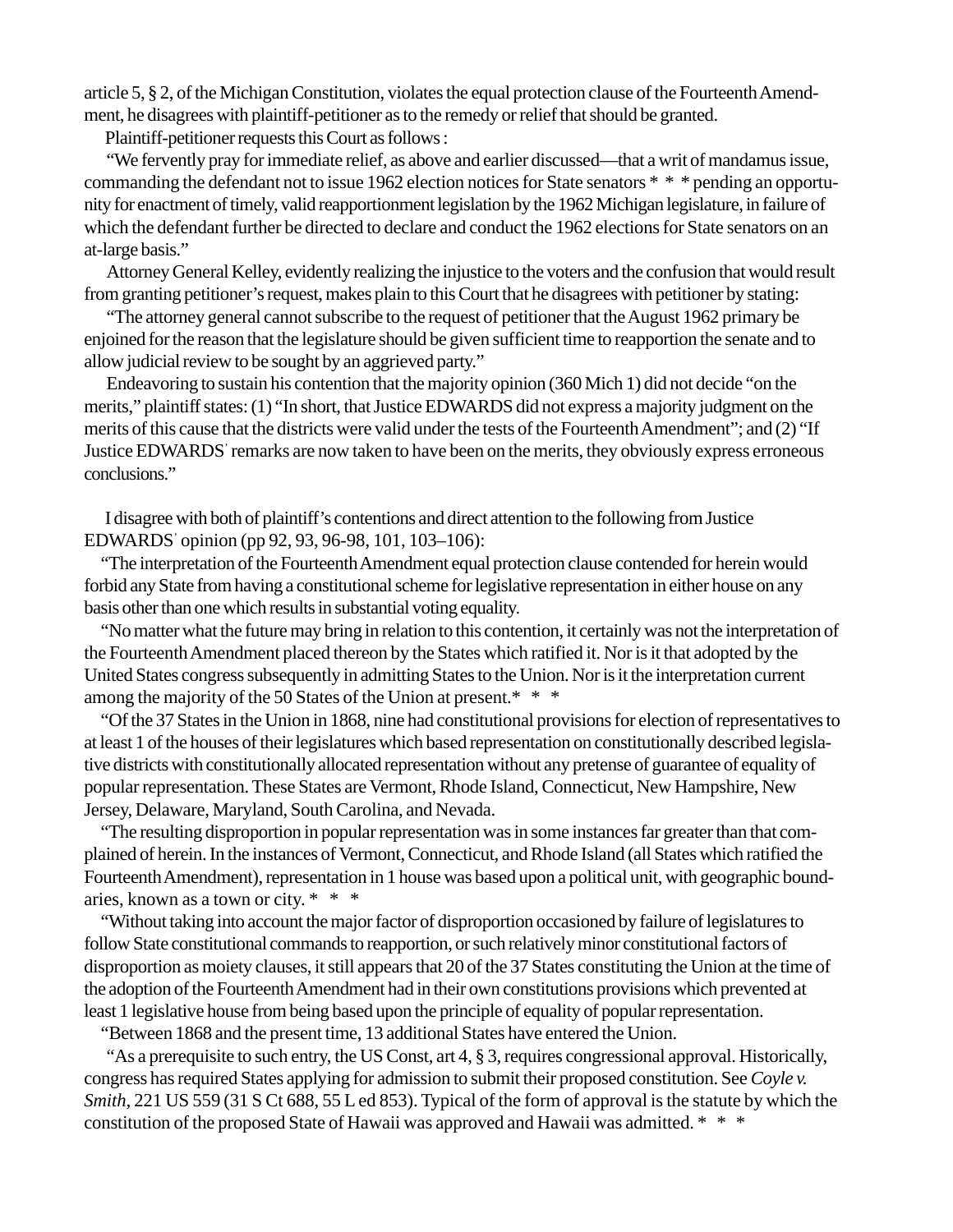article 5, § 2, of the Michigan Constitution, violates the equal protection clause of the Fourteenth Amendment, he disagrees with plaintiff-petitioner as to the remedy or relief that should be granted.

Plaintiff-petitioner requests this Court as follows:

"We fervently pray for immediate relief, as above and earlier discussed—that a writ of mandamus issue, commanding the defendant not to issue 1962 election notices for State senators * * * pending an opportunity for enactment of timely, valid reapportionment legislation by the 1962 Michigan legislature, in failure of which the defendant further be directed to declare and conduct the 1962 elections for State senators on an at-large basis."

Attorney General Kelley, evidently realizing the injustice to the voters and the confusion that would result from granting petitioner's request, makes plain to this Court that he disagrees with petitioner by stating:

"The attorney general cannot subscribe to the request of petitioner that the August 1962 primary be enjoined for the reason that the legislature should be given sufficient time to reapportion the senate and to allow judicial review to be sought by an aggrieved party."

Endeavoring to sustain his contention that the majority opinion (360 Mich 1) did not decide "on the merits," plaintiff states: (1) "In short, that Justice EDWARDS did not express a majority judgment on the merits of this cause that the districts were valid under the tests of the Fourteenth Amendment"; and (2) "If Justice EDWARDS' remarks are now taken to have been on the merits, they obviously express erroneous conclusions."

I disagree with both of plaintiff's contentions and direct attention to the following from Justice EDWARDS' opinion (pp 92, 93, 96-98, 101, 103–106):

"The interpretation of the Fourteenth Amendment equal protection clause contended for herein would forbid any State from having a constitutional scheme for legislative representation in either house on any basis other than one which results in substantial voting equality.

"No matter what the future may bring in relation to this contention, it certainly was not the interpretation of the Fourteenth Amendment placed thereon by the States which ratified it. Nor is it that adopted by the United States congress subsequently in admitting States to the Union. Nor is it the interpretation current among the majority of the 50 States of the Union at present.* * *

"Of the 37 States in the Union in 1868, nine had constitutional provisions for election of representatives to at least 1 of the houses of their legislatures which based representation on constitutionally described legislative districts with constitutionally allocated representation without any pretense of guarantee of equality of popular representation. These States are Vermont, Rhode Island, Connecticut, New Hampshire, New Jersey, Delaware, Maryland, South Carolina, and Nevada.

"The resulting disproportion in popular representation was in some instances far greater than that complained of herein. In the instances of Vermont, Connecticut, and Rhode Island (all States which ratified the Fourteenth Amendment), representation in 1 house was based upon a political unit, with geographic boundaries, known as a town or city. * * *

"Without taking into account the major factor of disproportion occasioned by failure of legislatures to follow State constitutional commands to reapportion, or such relatively minor constitutional factors of disproportion as moiety clauses, it still appears that 20 of the 37 States constituting the Union at the time of the adoption of the Fourteenth Amendment had in their own constitutions provisions which prevented at least 1 legislative house from being based upon the principle of equality of popular representation.

"Between 1868 and the present time, 13 additional States have entered the Union.

"As a prerequisite to such entry, the US Const, art 4, § 3, requires congressional approval. Historically, congress has required States applying for admission to submit their proposed constitution. See *Coyle v. Smith*, 221 US 559 (31 S Ct 688, 55 L ed 853). Typical of the form of approval is the statute by which the constitution of the proposed State of Hawaii was approved and Hawaii was admitted. * * *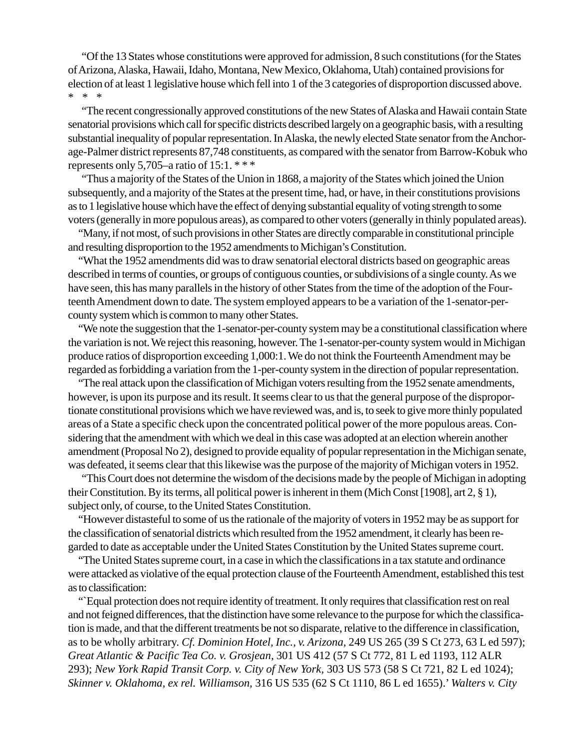"Of the 13 States whose constitutions were approved for admission, 8 such constitutions (for the States of Arizona, Alaska, Hawaii, Idaho, Montana, New Mexico, Oklahoma, Utah) contained provisions for election of at least 1 legislative house which fell into 1 of the 3 categories of disproportion discussed above. * * *

"The recent congressionally approved constitutions of the new States of Alaska and Hawaii contain State senatorial provisions which call for specific districts described largely on a geographic basis, with a resulting substantial inequality of popular representation. In Alaska, the newly elected State senator from the Anchorage-Palmer district represents 87,748 constituents, as compared with the senator from Barrow-Kobuk who represents only 5,705–a ratio of 15:1. * * *

"Thus a majority of the States of the Union in 1868, a majority of the States which joined the Union subsequently, and a majority of the States at the present time, had, or have, in their constitutions provisions as to 1 legislative house which have the effect of denying substantial equality of voting strength to some voters (generally in more populous areas), as compared to other voters (generally in thinly populated areas).

"Many, if not most, of such provisions in other States are directly comparable in constitutional principle and resulting disproportion to the 1952 amendments to Michigan's Constitution.

"What the 1952 amendments did was to draw senatorial electoral districts based on geographic areas described in terms of counties, or groups of contiguous counties, or subdivisions of a single county. As we have seen, this has many parallels in the history of other States from the time of the adoption of the Fourteenth Amendment down to date. The system employed appears to be a variation of the 1-senator-per-county system which is common to many other States.

"We note the suggestion that the 1-senator-per-county system may be a constitutional classification where the variation is not. We reject this reasoning, however. The 1-senator-per-county system would in Michigan produce ratios of disproportion exceeding 1,000:1. We do not think the Fourteenth Amendment may be regarded as forbidding a variation from the 1-per-county system in the direction of popular representation.

"The real attack upon the classification of Michigan voters resulting from the 1952 senate amendments, however, is upon its purpose and its result. It seems clear to us that the general purpose of the disproportionate constitutional provisions which we have reviewed was, and is, to seek to give more thinly populated areas of a State a specific check upon the concentrated political power of the more populous areas. Considering that the amendment with which we deal in this case was adopted at an election wherein another amendment (Proposal No 2), designed to provide equality of popular representation in the Michigan senate, was defeated, it seems clear that this likewise was the purpose of the majority of Michigan voters in 1952.

"This Court does not determine the wisdom of the decisions made by the people of Michigan in adopting their Constitution. By its terms, all political power is inherent in them (Mich Const [1908], art 2, § 1), subject only, of course, to the United States Constitution.

"However distasteful to some of us the rationale of the majority of voters in 1952 may be as support for the classification of senatorial districts which resulted from the 1952 amendment, it clearly has been regarded to date as acceptable under the United States Constitution by the United States supreme court.

"The United States supreme court, in a case in which the classifications in a tax statute and ordinance were attacked as violative of the equal protection clause of the Fourteenth Amendment, established this test as to classification:

"`Equal protection does not require identity of treatment. It only requires that classification rest on real and not feigned differences, that the distinction have some relevance to the purpose for which the classification is made, and that the different treatments be not so disparate, relative to the difference in classification, as to be wholly arbitrary. *Cf. Dominion Hotel, Inc., v. Arizona,* 249 US 265 (39 S Ct 273, 63 L ed 597); *Great Atlantic & Pacific Tea Co. v. Grosjean,* 301 US 412 (57 S Ct 772, 81 L ed 1193, 112 ALR 293); *New York Rapid Transit Corp. v. City of New York*, 303 US 573 (58 S Ct 721, 82 L ed 1024); *Skinner v. Oklahoma, ex rel. Williamson,* 316 US 535 (62 S Ct 1110, 86 L ed 1655).' *Walters v. City*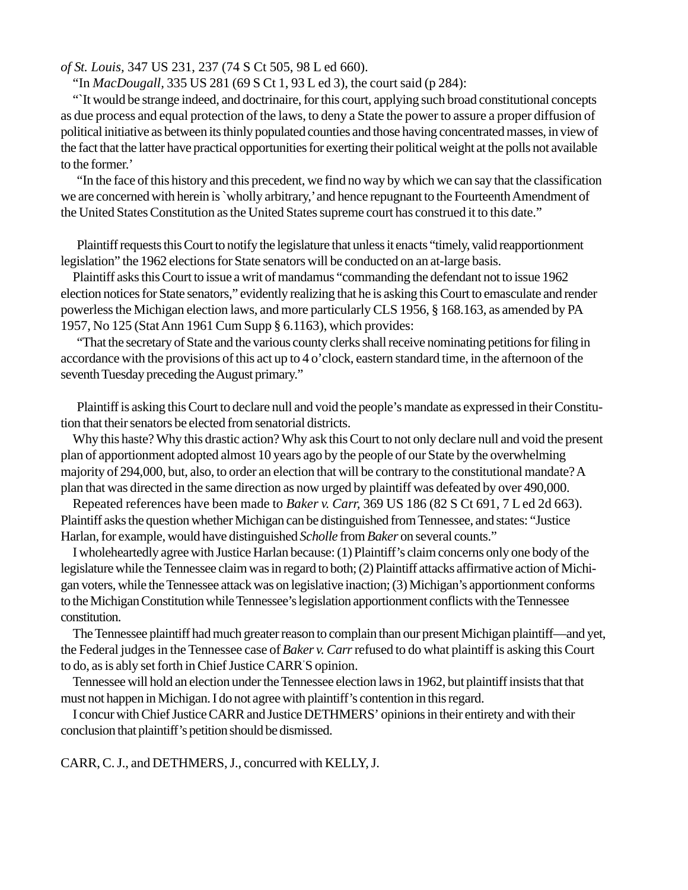*of St. Louis*, 347 US 231, 237 (74 S Ct 505, 98 L ed 660).

"In *MacDougall*, 335 US 281 (69 S Ct 1, 93 L ed 3), the court said (p 284):

"`It would be strange indeed, and doctrinaire, for this court, applying such broad constitutional concepts as due process and equal protection of the laws, to deny a State the power to assure a proper diffusion of political initiative as between its thinly populated counties and those having concentrated masses, in view of the fact that the latter have practical opportunities for exerting their political weight at the polls not available to the former.'

"In the face of this history and this precedent, we find no way by which we can say that the classification we are concerned with herein is `wholly arbitrary,' and hence repugnant to the Fourteenth Amendment of the United States Constitution as the United States supreme court has construed it to this date."

Plaintiff requests this Court to notify the legislature that unless it enacts "timely, valid reapportionment legislation" the 1962 elections for State senators will be conducted on an at-large basis.

Plaintiff asks this Court to issue a writ of mandamus "commanding the defendant not to issue 1962 election notices for State senators," evidently realizing that he is asking this Court to emasculate and render powerless the Michigan election laws, and more particularly CLS 1956, § 168.163, as amended by PA 1957, No 125 (Stat Ann 1961 Cum Supp § 6.1163), which provides:

"That the secretary of State and the various county clerks shall receive nominating petitions for filing in accordance with the provisions of this act up to 4 o'clock, eastern standard time, in the afternoon of the seventh Tuesday preceding the August primary."

Plaintiff is asking this Court to declare null and void the people's mandate as expressed in their Constitution that their senators be elected from senatorial districts.

Why this haste? Why this drastic action? Why ask this Court to not only declare null and void the present plan of apportionment adopted almost 10 years ago by the people of our State by the overwhelming majority of 294,000, but, also, to order an election that will be contrary to the constitutional mandate? A plan that was directed in the same direction as now urged by plaintiff was defeated by over 490,000.

Repeated references have been made to *Baker v. Carr*, 369 US 186 (82 S Ct 691, 7 L ed 2d 663). Plaintiff asks the question whether Michigan can be distinguished from Tennessee, and states: "Justice Harlan, for example, would have distinguished *Scholle* from *Baker* on several counts."

I wholeheartedly agree with Justice Harlan because: (1) Plaintiff's claim concerns only one body of the legislature while the Tennessee claim was in regard to both; (2) Plaintiff attacks affirmative action of Michigan voters, while the Tennessee attack was on legislative inaction; (3) Michigan's apportionment conforms to the Michigan Constitution while Tennessee's legislation apportionment conflicts with the Tennessee constitution.

The Tennessee plaintiff had much greater reason to complain than our present Michigan plaintiff—and yet, the Federal judges in the Tennessee case of *Baker v. Carr* refused to do what plaintiff is asking this Court to do, as is ably set forth in Chief Justice CARR'S opinion.

Tennessee will hold an election under the Tennessee election laws in 1962, but plaintiff insists that that must not happen in Michigan. I do not agree with plaintiff's contention in this regard.

I concur with Chief Justice CARR and Justice DETHMERS' opinions in their entirety and with their conclusion that plaintiff's petition should be dismissed.

CARR, C. J., and DETHMERS, J., concurred with KELLY, J.